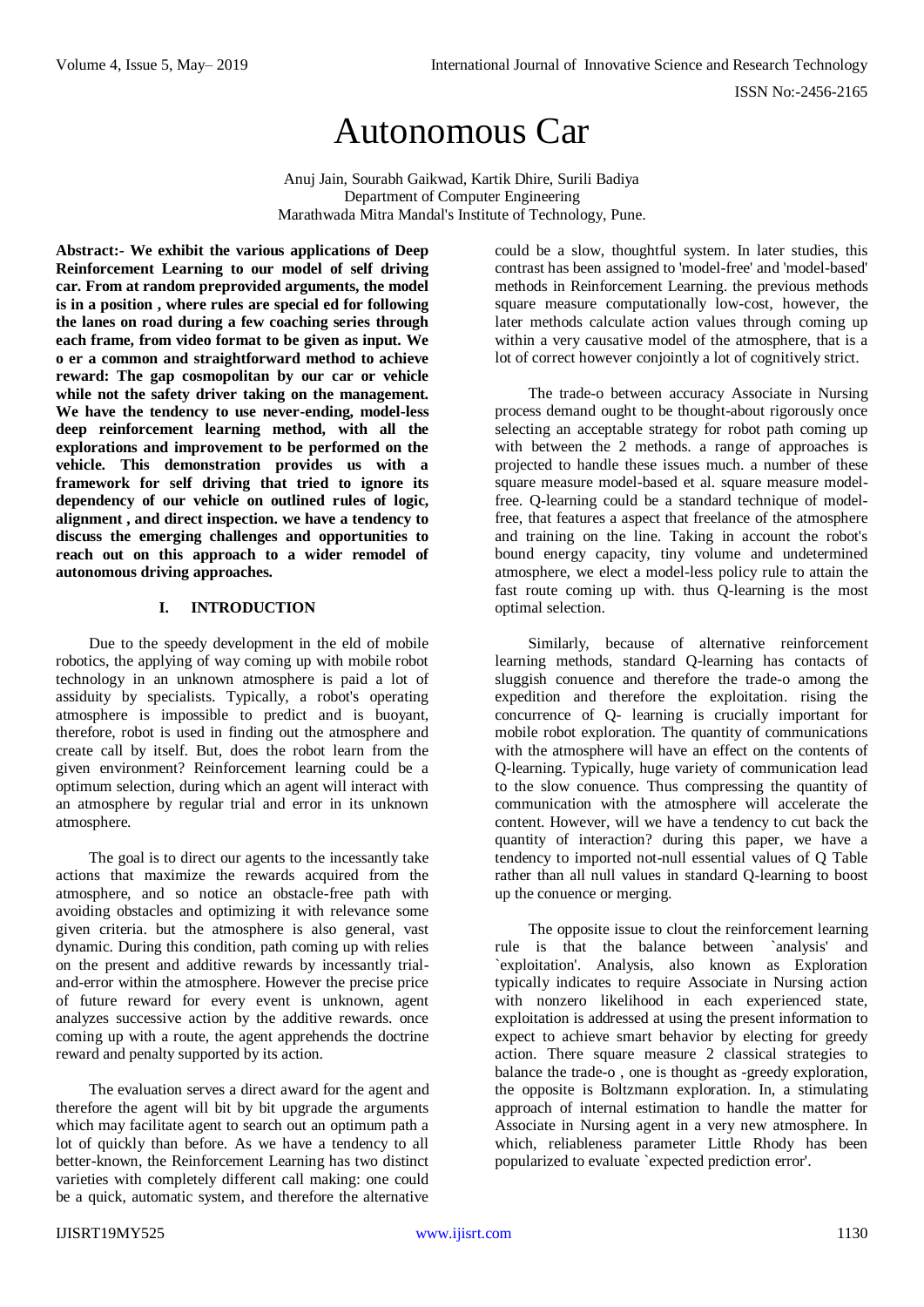# Autonomous Car

Anuj Jain, Sourabh Gaikwad, Kartik Dhire, Surili Badiya
Department of Computer Engineering
Marathwada Mitra Mandal's Institute of Technology, Pune.

**Abstract:- We exhibit the various applications of Deep Reinforcement Learning to our model of self driving car. From at random preprovided arguments, the model is in a position , where rules are special ed for following the lanes on road during a few coaching series through each frame, from video format to be given as input. We o er a common and straightforward method to achieve reward: The gap cosmopolitan by our car or vehicle while not the safety driver taking on the management. We have the tendency to use never-ending, model-less deep reinforcement learning method, with all the explorations and improvement to be performed on the vehicle. This demonstration provides us with a framework for self driving that tried to ignore its dependency of our vehicle on outlined rules of logic, alignment , and direct inspection. we have a tendency to discuss the emerging challenges and opportunities to reach out on this approach to a wider remodel of autonomous driving approaches.**

## I. INTRODUCTION

Due to the speedy development in the eld of mobile robotics, the applying of way coming up with mobile robot technology in an unknown atmosphere is paid a lot of assiduity by specialists. Typically, a robot's operating atmosphere is impossible to predict and is buoyant, therefore, robot is used in finding out the atmosphere and create call by itself. But, does the robot learn from the given environment? Reinforcement learning could be a optimum selection, during which an agent will interact with an atmosphere by regular trial and error in its unknown atmosphere.

The goal is to direct our agents to the incessantly take actions that maximize the rewards acquired from the atmosphere, and so notice an obstacle-free path with avoiding obstacles and optimizing it with relevance some given criteria. but the atmosphere is also general, vast dynamic. During this condition, path coming up with relies on the present and additive rewards by incessantly trial-and-error within the atmosphere. However the precise price of future reward for every event is unknown, agent analyzes successive action by the additive rewards. once coming up with a route, the agent apprehends the doctrine reward and penalty supported by its action.

The evaluation serves a direct award for the agent and therefore the agent will bit by bit upgrade the arguments which may facilitate agent to search out an optimum path a lot of quickly than before. As we have a tendency to all better-known, the Reinforcement Learning has two distinct varieties with completely different call making: one could be a quick, automatic system, and therefore the alternative could be a slow, thoughtful system. In later studies, this contrast has been assigned to 'model-free' and 'model-based' methods in Reinforcement Learning. the previous methods square measure computationally low-cost, however, the later methods calculate action values through coming up within a very causative model of the atmosphere, that is a lot of correct however conjointly a lot of cognitively strict.

The trade-o between accuracy Associate in Nursing process demand ought to be thought-about rigorously once selecting an acceptable strategy for robot path coming up with between the 2 methods. a range of approaches is projected to handle these issues much. a number of these square measure model-based et al. square measure model-free. Q-learning could be a standard technique of model-free, that features a aspect that freelance of the atmosphere and training on the line. Taking in account the robot's bound energy capacity, tiny volume and undetermined atmosphere, we elect a model-less policy rule to attain the fast route coming up with. thus Q-learning is the most optimal selection.

Similarly, because of alternative reinforcement learning methods, standard Q-learning has contacts of sluggish conuence and therefore the trade-o among the expedition and therefore the exploitation. rising the concurrence of Q- learning is crucially important for mobile robot exploration. The quantity of communications with the atmosphere will have an effect on the contents of Q-learning. Typically, huge variety of communication lead to the slow conuence. Thus compressing the quantity of communication with the atmosphere will accelerate the content. However, will we have a tendency to cut back the quantity of interaction? during this paper, we have a tendency to imported not-null essential values of Q Table rather than all null values in standard Q-learning to boost up the conuence or merging.

The opposite issue to clout the reinforcement learning rule is that the balance between `analysis' and `exploitation'. Analysis, also known as Exploration typically indicates to require Associate in Nursing action with nonzero likelihood in each experienced state, exploitation is addressed at using the present information to expect to achieve smart behavior by electing for greedy action. There square measure 2 classical strategies to balance the trade-o , one is thought as -greedy exploration, the opposite is Boltzmann exploration. In, a stimulating approach of internal estimation to handle the matter for Associate in Nursing agent in a very new atmosphere. In which, reliableness parameter Little Rhody has been popularized to evaluate `expected prediction error'.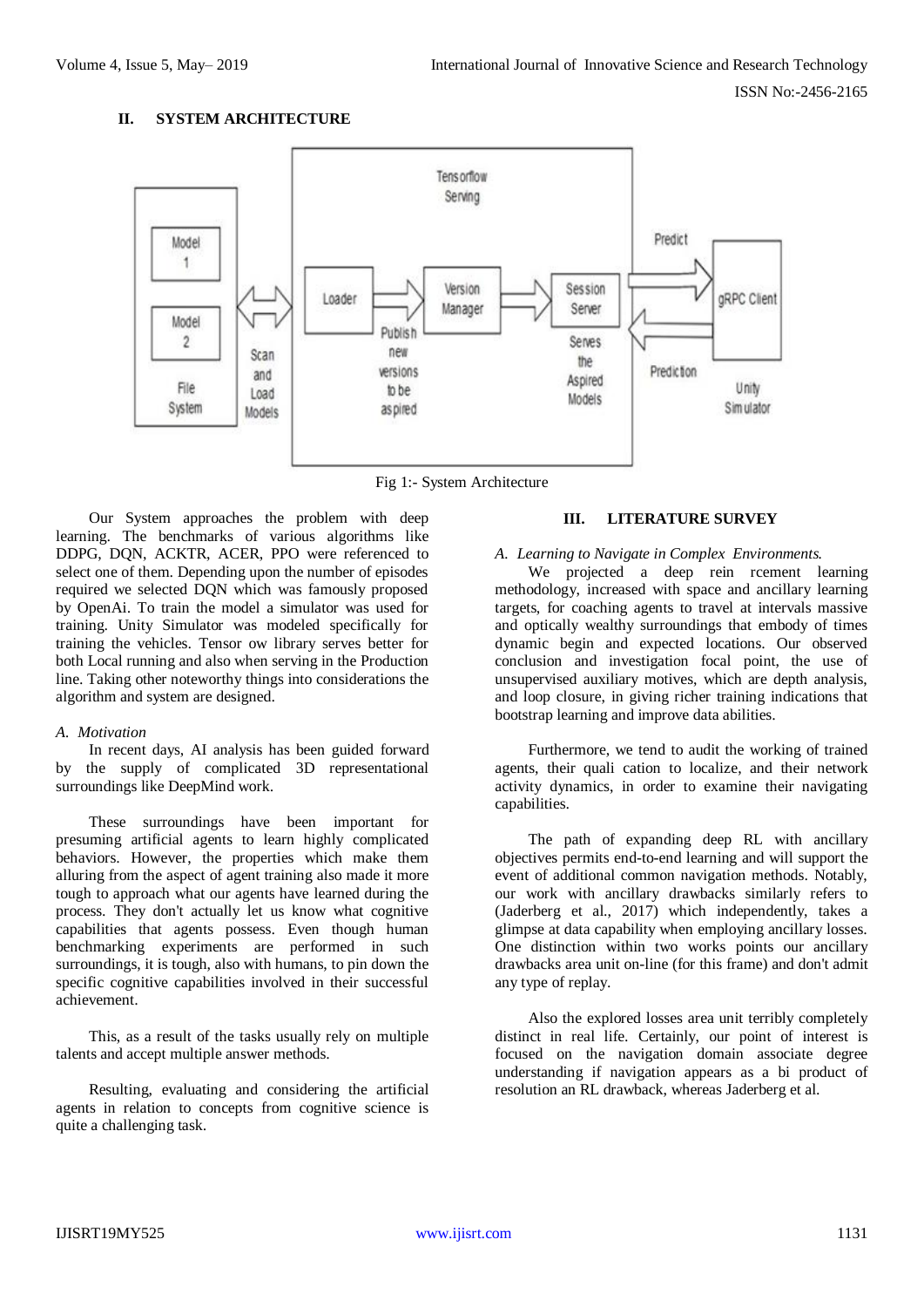## II. SYSTEM ARCHITECTURE

Fig 1:- System Architecture

Our System approaches the problem with deep learning. The benchmarks of various algorithms like DDPG, DQN, ACKTR, ACER, PPO were referenced to select one of them. Depending upon the number of episodes required we selected DQN which was famously proposed by OpenAi. To train the model a simulator was used for training. Unity Simulator was modeled specifically for training the vehicles. Tensor ow library serves better for both Local running and also when serving in the Production line. Taking other noteworthy things into considerations the algorithm and system are designed.

### *A. Motivation*

In recent days, AI analysis has been guided forward by the supply of complicated 3D representational surroundings like DeepMind work.

These surroundings have been important for presuming artificial agents to learn highly complicated behaviors. However, the properties which make them alluring from the aspect of agent training also made it more tough to approach what our agents have learned during the process. They don't actually let us know what cognitive capabilities that agents possess. Even though human benchmarking experiments are performed in such surroundings, it is tough, also with humans, to pin down the specific cognitive capabilities involved in their successful achievement.

This, as a result of the tasks usually rely on multiple talents and accept multiple answer methods.

Resulting, evaluating and considering the artificial agents in relation to concepts from cognitive science is quite a challenging task.

## III. LITERATURE SURVEY

### *A. Learning to Navigate in Complex Environments.*

We projected a deep rein rcement learning methodology, increased with space and ancillary learning targets, for coaching agents to travel at intervals massive and optically wealthy surroundings that embody of times dynamic begin and expected locations. Our observed conclusion and investigation focal point, the use of unsupervised auxiliary motives, which are depth analysis, and loop closure, in giving richer training indications that bootstrap learning and improve data abilities.

Furthermore, we tend to audit the working of trained agents, their quali cation to localize, and their network activity dynamics, in order to examine their navigating capabilities.

The path of expanding deep RL with ancillary objectives permits end-to-end learning and will support the event of additional common navigation methods. Notably, our work with ancillary drawbacks similarly refers to (Jaderberg et al., 2017) which independently, takes a glimpse at data capability when employing ancillary losses. One distinction within two works points our ancillary drawbacks area unit on-line (for this frame) and don't admit any type of replay.

Also the explored losses area unit terribly completely distinct in real life. Certainly, our point of interest is focused on the navigation domain associate degree understanding if navigation appears as a bi product of resolution an RL drawback, whereas Jaderberg et al.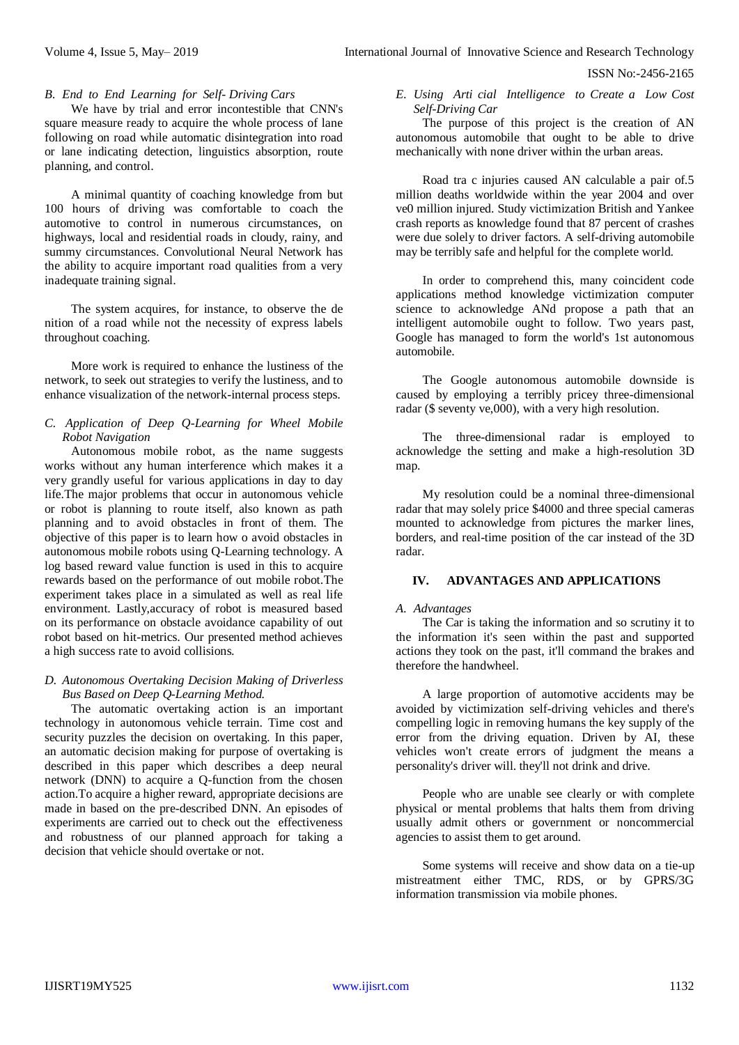### B. End to End Learning for Self- Driving Cars

We have by trial and error incontestible that CNN's square measure ready to acquire the whole process of lane following on road while automatic disintegration into road or lane indicating detection, linguistics absorption, route planning, and control.

A minimal quantity of coaching knowledge from but 100 hours of driving was comfortable to coach the automotive to control in numerous circumstances, on highways, local and residential roads in cloudy, rainy, and summy circumstances. Convolutional Neural Network has the ability to acquire important road qualities from a very inadequate training signal.

The system acquires, for instance, to observe the de nition of a road while not the necessity of express labels throughout coaching.

More work is required to enhance the lustiness of the network, to seek out strategies to verify the lustiness, and to enhance visualization of the network-internal process steps.

### C. Application of Deep Q-Learning for Wheel Mobile Robot Navigation

Autonomous mobile robot, as the name suggests works without any human interference which makes it a very grandly useful for various applications in day to day life.The major problems that occur in autonomous vehicle or robot is planning to route itself, also known as path planning and to avoid obstacles in front of them. The objective of this paper is to learn how o avoid obstacles in autonomous mobile robots using Q-Learning technology. A log based reward value function is used in this to acquire rewards based on the performance of out mobile robot.The experiment takes place in a simulated as well as real life environment. Lastly,accuracy of robot is measured based on its performance on obstacle avoidance capability of out robot based on hit-metrics. Our presented method achieves a high success rate to avoid collisions.

### D. Autonomous Overtaking Decision Making of Driverless Bus Based on Deep Q-Learning Method.

The automatic overtaking action is an important technology in autonomous vehicle terrain. Time cost and security puzzles the decision on overtaking. In this paper, an automatic decision making for purpose of overtaking is described in this paper which describes a deep neural network (DNN) to acquire a Q-function from the chosen action.To acquire a higher reward, appropriate decisions are made in based on the pre-described DNN. An episodes of experiments are carried out to check out the effectiveness and robustness of our planned approach for taking a decision that vehicle should overtake or not.

### E. Using Arti cial Intelligence to Create a Low Cost Self-Driving Car

The purpose of this project is the creation of AN autonomous automobile that ought to be able to drive mechanically with none driver within the urban areas.

Road tra c injuries caused AN calculable a pair of.5 million deaths worldwide within the year 2004 and over ve0 million injured. Study victimization British and Yankee crash reports as knowledge found that 87 percent of crashes were due solely to driver factors. A self-driving automobile may be terribly safe and helpful for the complete world.

In order to comprehend this, many coincident code applications method knowledge victimization computer science to acknowledge ANd propose a path that an intelligent automobile ought to follow. Two years past, Google has managed to form the world's 1st autonomous automobile.

The Google autonomous automobile downside is caused by employing a terribly pricey three-dimensional radar ($ seventy ve,000), with a very high resolution.

The three-dimensional radar is employed to acknowledge the setting and make a high-resolution 3D map.

My resolution could be a nominal three-dimensional radar that may solely price $4000 and three special cameras mounted to acknowledge from pictures the marker lines, borders, and real-time position of the car instead of the 3D radar.

## IV. ADVANTAGES AND APPLICATIONS

### A. Advantages

The Car is taking the information and so scrutiny it to the information it's seen within the past and supported actions they took on the past, it'll command the brakes and therefore the handwheel.

A large proportion of automotive accidents may be avoided by victimization self-driving vehicles and there's compelling logic in removing humans the key supply of the error from the driving equation. Driven by AI, these vehicles won't create errors of judgment the means a personality's driver will. they'll not drink and drive.

People who are unable see clearly or with complete physical or mental problems that halts them from driving usually admit others or government or noncommercial agencies to assist them to get around.

Some systems will receive and show data on a tie-up mistreatment either TMC, RDS, or by GPRS/3G information transmission via mobile phones.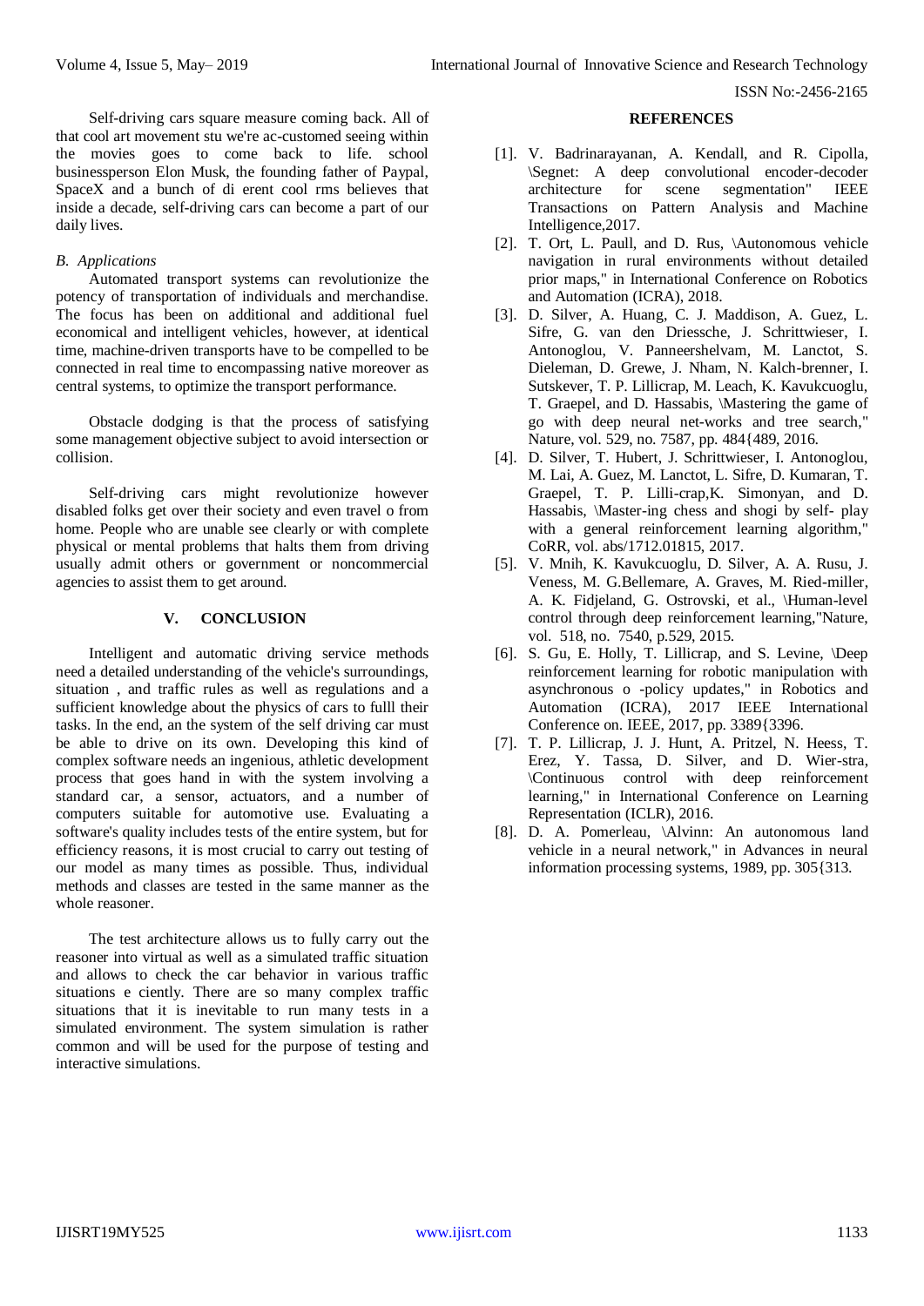Self-driving cars square measure coming back. All of that cool art movement stu we're ac-customed seeing within the movies goes to come back to life. school businessperson Elon Musk, the founding father of Paypal, SpaceX and a bunch of di erent cool rms believes that inside a decade, self-driving cars can become a part of our daily lives.

### *B. Applications*

Automated transport systems can revolutionize the potency of transportation of individuals and merchandise. The focus has been on additional and additional fuel economical and intelligent vehicles, however, at identical time, machine-driven transports have to be compelled to be connected in real time to encompassing native moreover as central systems, to optimize the transport performance.

Obstacle dodging is that the process of satisfying some management objective subject to avoid intersection or collision.

Self-driving cars might revolutionize however disabled folks get over their society and even travel o from home. People who are unable see clearly or with complete physical or mental problems that halts them from driving usually admit others or government or noncommercial agencies to assist them to get around.

## V. CONCLUSION

Intelligent and automatic driving service methods need a detailed understanding of the vehicle's surroundings, situation , and traffic rules as well as regulations and a sufficient knowledge about the physics of cars to fulll their tasks. In the end, an the system of the self driving car must be able to drive on its own. Developing this kind of complex software needs an ingenious, athletic development process that goes hand in with the system involving a standard car, a sensor, actuators, and a number of computers suitable for automotive use. Evaluating a software's quality includes tests of the entire system, but for efficiency reasons, it is most crucial to carry out testing of our model as many times as possible. Thus, individual methods and classes are tested in the same manner as the whole reasoner.

The test architecture allows us to fully carry out the reasoner into virtual as well as a simulated traffic situation and allows to check the car behavior in various traffic situations e ciently. There are so many complex traffic situations that it is inevitable to run many tests in a simulated environment. The system simulation is rather common and will be used for the purpose of testing and interactive simulations.

## REFERENCES

[1]. V. Badrinarayanan, A. Kendall, and R. Cipolla, \Segnet: A deep convolutional encoder-decoder architecture for scene segmentation" IEEE Transactions on Pattern Analysis and Machine Intelligence,2017.

[2]. T. Ort, L. Paull, and D. Rus, \Autonomous vehicle navigation in rural environments without detailed prior maps," in International Conference on Robotics and Automation (ICRA), 2018.

[3]. D. Silver, A. Huang, C. J. Maddison, A. Guez, L. Sifre, G. van den Driessche, J. Schrittwieser, I. Antonoglou, V. Panneershelvam, M. Lanctot, S. Dieleman, D. Grewe, J. Nham, N. Kalch-brenner, I. Sutskever, T. P. Lillicrap, M. Leach, K. Kavukcuoglu, T. Graepel, and D. Hassabis, \Mastering the game of go with deep neural net-works and tree search," Nature, vol. 529, no. 7587, pp. 484{489, 2016.

[4]. D. Silver, T. Hubert, J. Schrittwieser, I. Antonoglou, M. Lai, A. Guez, M. Lanctot, L. Sifre, D. Kumaran, T. Graepel, T. P. Lilli-crap,K. Simonyan, and D. Hassabis, \Master-ing chess and shogi by self- play with a general reinforcement learning algorithm," CoRR, vol. abs/1712.01815, 2017.

[5]. V. Mnih, K. Kavukcuoglu, D. Silver, A. A. Rusu, J. Veness, M. G.Bellemare, A. Graves, M. Ried-miller, A. K. Fidjeland, G. Ostrovski, et al., \Human-level control through deep reinforcement learning,"Nature, vol. 518, no. 7540, p.529, 2015.

[6]. S. Gu, E. Holly, T. Lillicrap, and S. Levine, \Deep reinforcement learning for robotic manipulation with asynchronous o -policy updates," in Robotics and Automation (ICRA), 2017 IEEE International Conference on. IEEE, 2017, pp. 3389{3396.

[7]. T. P. Lillicrap, J. J. Hunt, A. Pritzel, N. Heess, T. Erez, Y. Tassa, D. Silver, and D. Wier-stra, \Continuous control with deep reinforcement learning," in International Conference on Learning Representation (ICLR), 2016.

[8]. D. A. Pomerleau, \Alvinn: An autonomous land vehicle in a neural network," in Advances in neural information processing systems, 1989, pp. 305{313.